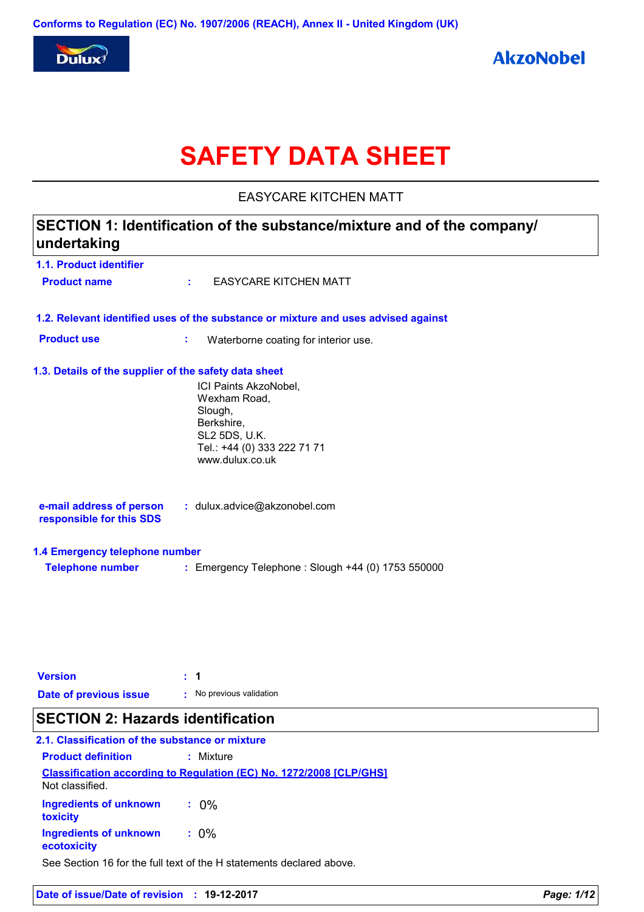Conforms to Regulation (EC) No. 1907/2006 (REACH), Annex II - United Kingdom (UK)

# SAFETY DATA SHEET

EASYCARE KITCHEN MATT

## SECTION 1: Identification of the substance/mixture and of the company/undertaking

### 1.1. Product identifier

**Product name** : EASYCARE KITCHEN MATT

### 1.2. Relevant identified uses of the substance or mixture and uses advised against

**Product use** : Waterborne coating for interior use.

### 1.3. Details of the supplier of the safety data sheet

ICI Paints AkzoNobel,
Wexham Road,
Slough,
Berkshire,
SL2 5DS, U.K.
Tel.: +44 (0) 333 222 71 71
www.dulux.co.uk

**e-mail address of person responsible for this SDS** : dulux.advice@akzonobel.com

### 1.4 Emergency telephone number

**Telephone number** : Emergency Telephone : Slough +44 (0) 1753 550000

**Version** : 1

**Date of previous issue** : No previous validation

## SECTION 2: Hazards identification

### 2.1. Classification of the substance or mixture

**Product definition** : Mixture

**Classification according to Regulation (EC) No. 1272/2008 [CLP/GHS]**

Not classified.

**Ingredients of unknown toxicity** : 0%

**Ingredients of unknown ecotoxicity** : 0%

See Section 16 for the full text of the H statements declared above.

**Date of issue/Date of revision** : 19-12-2017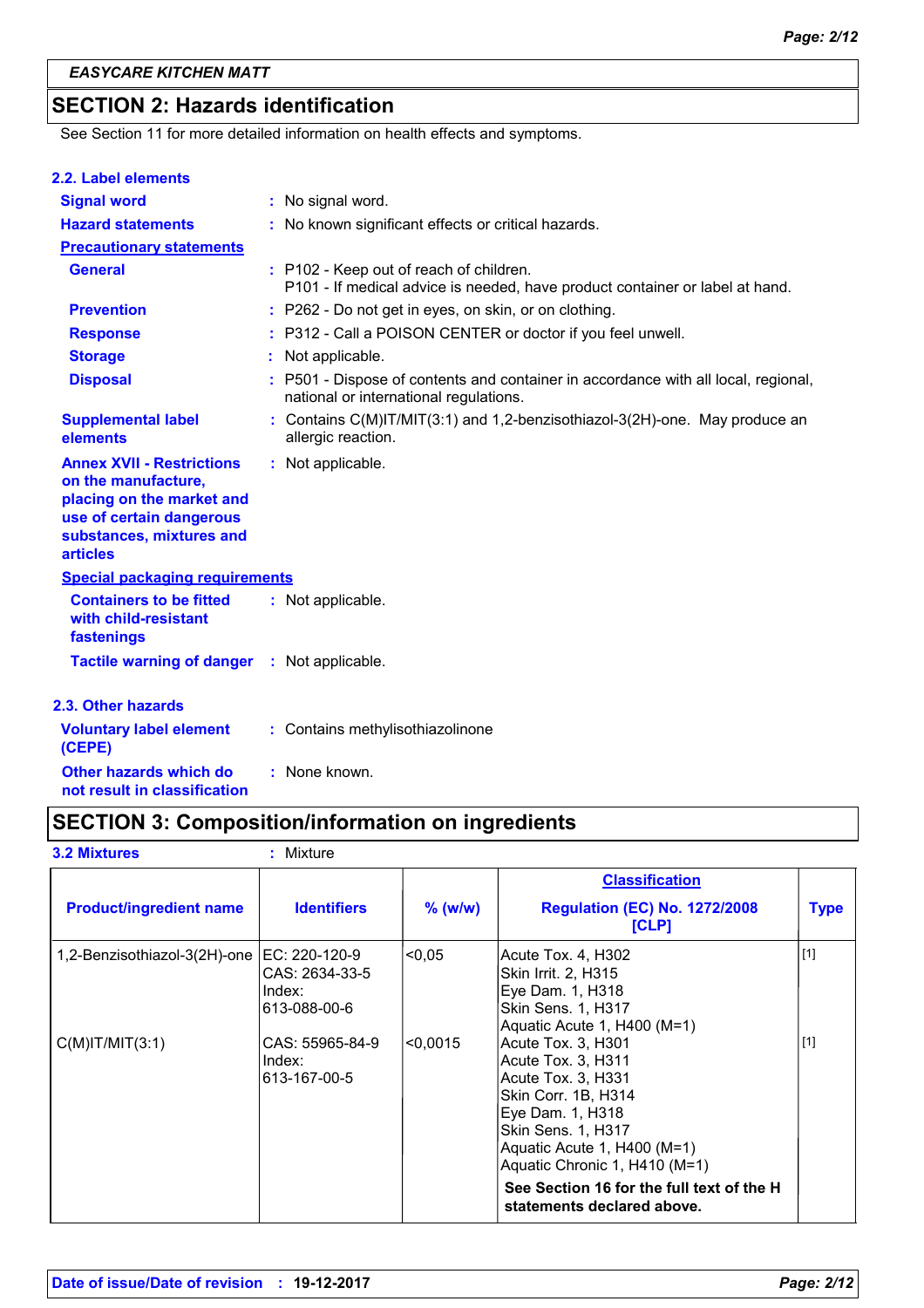## SECTION 2: Hazards identification

See Section 11 for more detailed information on health effects and symptoms.

### 2.2. Label elements

**Signal word** : No signal word.

**Hazard statements** : No known significant effects or critical hazards.

**Precautionary statements**

**General** : P102 - Keep out of reach of children.
P101 - If medical advice is needed, have product container or label at hand.

**Prevention** : P262 - Do not get in eyes, on skin, or on clothing.

**Response** : P312 - Call a POISON CENTER or doctor if you feel unwell.

**Storage** : Not applicable.

**Disposal** : P501 - Dispose of contents and container in accordance with all local, regional, national or international regulations.

**Supplemental label elements** : Contains C(M)IT/MIT(3:1) and 1,2-benzisothiazol-3(2H)-one. May produce an allergic reaction.

**Annex XVII - Restrictions on the manufacture, placing on the market and use of certain dangerous substances, mixtures and articles** : Not applicable.

**Special packaging requirements**

**Containers to be fitted with child-resistant fastenings** : Not applicable.

**Tactile warning of danger** : Not applicable.

### 2.3. Other hazards

**Voluntary label element (CEPE)** : Contains methylisothiazolinone

**Other hazards which do not result in classification** : None known.

## SECTION 3: Composition/information on ingredients

**3.2 Mixtures** : Mixture

| Product/ingredient name | Identifiers | % (w/w) | Classification Regulation (EC) No. 1272/2008 [CLP] | Type |
|---|---|---|---|---|
| 1,2-Benzisothiazol-3(2H)-one | EC: 220-120-9<br>CAS: 2634-33-5<br>Index: 613-088-00-6 | <0,05 | Acute Tox. 4, H302<br>Skin Irrit. 2, H315<br>Eye Dam. 1, H318<br>Skin Sens. 1, H317<br>Aquatic Acute 1, H400 (M=1) | [1] |
| C(M)IT/MIT(3:1) | CAS: 55965-84-9<br>Index: 613-167-00-5 | <0,0015 | Acute Tox. 3, H301<br>Acute Tox. 3, H311<br>Acute Tox. 3, H331<br>Skin Corr. 1B, H314<br>Eye Dam. 1, H318<br>Skin Sens. 1, H317<br>Aquatic Acute 1, H400 (M=1)<br>Aquatic Chronic 1, H410 (M=1) | [1] |
| | | | **See Section 16 for the full text of the H statements declared above.** | |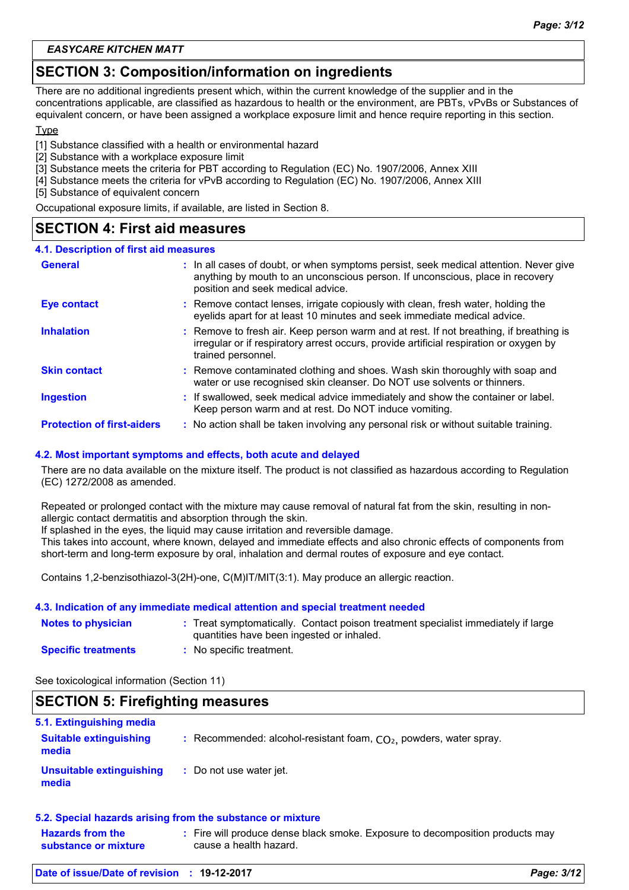EASYCARE KITCHEN MATT

## SECTION 3: Composition/information on ingredients

There are no additional ingredients present which, within the current knowledge of the supplier and in the concentrations applicable, are classified as hazardous to health or the environment, are PBTs, vPvBs or Substances of equivalent concern, or have been assigned a workplace exposure limit and hence require reporting in this section.

Type

[1] Substance classified with a health or environmental hazard
[2] Substance with a workplace exposure limit
[3] Substance meets the criteria for PBT according to Regulation (EC) No. 1907/2006, Annex XIII
[4] Substance meets the criteria for vPvB according to Regulation (EC) No. 1907/2006, Annex XIII
[5] Substance of equivalent concern

Occupational exposure limits, if available, are listed in Section 8.

## SECTION 4: First aid measures

### 4.1. Description of first aid measures

| | |
|---|---|
| **General** | In all cases of doubt, or when symptoms persist, seek medical attention. Never give anything by mouth to an unconscious person. If unconscious, place in recovery position and seek medical advice. |
| **Eye contact** | Remove contact lenses, irrigate copiously with clean, fresh water, holding the eyelids apart for at least 10 minutes and seek immediate medical advice. |
| **Inhalation** | Remove to fresh air. Keep person warm and at rest. If not breathing, if breathing is irregular or if respiratory arrest occurs, provide artificial respiration or oxygen by trained personnel. |
| **Skin contact** | Remove contaminated clothing and shoes. Wash skin thoroughly with soap and water or use recognised skin cleanser. Do NOT use solvents or thinners. |
| **Ingestion** | If swallowed, seek medical advice immediately and show the container or label. Keep person warm and at rest. Do NOT induce vomiting. |
| **Protection of first-aiders** | No action shall be taken involving any personal risk or without suitable training. |

### 4.2. Most important symptoms and effects, both acute and delayed

There are no data available on the mixture itself. The product is not classified as hazardous according to Regulation (EC) 1272/2008 as amended.

Repeated or prolonged contact with the mixture may cause removal of natural fat from the skin, resulting in non-allergic contact dermatitis and absorption through the skin.
If splashed in the eyes, the liquid may cause irritation and reversible damage.
This takes into account, where known, delayed and immediate effects and also chronic effects of components from short-term and long-term exposure by oral, inhalation and dermal routes of exposure and eye contact.

Contains 1,2-benzisothiazol-3(2H)-one, C(M)IT/MIT(3:1). May produce an allergic reaction.

### 4.3. Indication of any immediate medical attention and special treatment needed

| | |
|---|---|
| **Notes to physician** | Treat symptomatically. Contact poison treatment specialist immediately if large quantities have been ingested or inhaled. |
| **Specific treatments** | No specific treatment. |

See toxicological information (Section 11)

## SECTION 5: Firefighting measures

### 5.1. Extinguishing media

| | |
|---|---|
| **Suitable extinguishing media** | Recommended: alcohol-resistant foam, $CO_2$, powders, water spray. |
| **Unsuitable extinguishing media** | Do not use water jet. |

### 5.2. Special hazards arising from the substance or mixture

| | |
|---|---|
| **Hazards from the substance or mixture** | Fire will produce dense black smoke. Exposure to decomposition products may cause a health hazard. |

Date of issue/Date of revision : 19-12-2017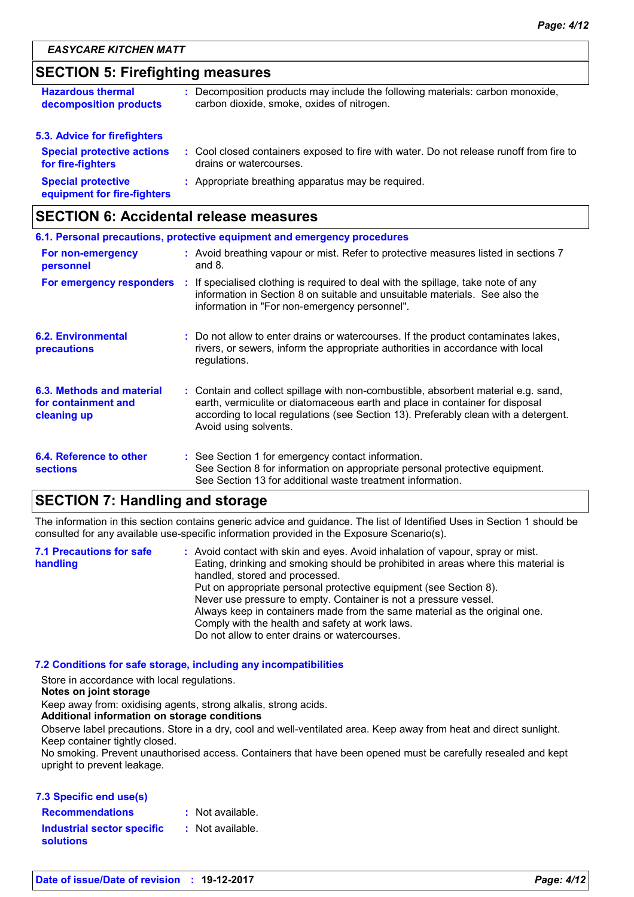## SECTION 5: Firefighting measures

| | |
|---|---|
| **Hazardous thermal decomposition products** | : Decomposition products may include the following materials: carbon monoxide, carbon dioxide, smoke, oxides of nitrogen. |

### 5.3. Advice for firefighters

| | |
|---|---|
| **Special protective actions for fire-fighters** | : Cool closed containers exposed to fire with water. Do not release runoff from fire to drains or watercourses. |
| **Special protective equipment for fire-fighters** | : Appropriate breathing apparatus may be required. |

## SECTION 6: Accidental release measures

### 6.1. Personal precautions, protective equipment and emergency procedures

| | |
|---|---|
| **For non-emergency personnel** | : Avoid breathing vapour or mist. Refer to protective measures listed in sections 7 and 8. |
| **For emergency responders** | : If specialised clothing is required to deal with the spillage, take note of any information in Section 8 on suitable and unsuitable materials. See also the information in "For non-emergency personnel". |

| | |
|---|---|
| **6.2. Environmental precautions** | : Do not allow to enter drains or watercourses. If the product contaminates lakes, rivers, or sewers, inform the appropriate authorities in accordance with local regulations. |
| **6.3. Methods and material for containment and cleaning up** | : Contain and collect spillage with non-combustible, absorbent material e.g. sand, earth, vermiculite or diatomaceous earth and place in container for disposal according to local regulations (see Section 13). Preferably clean with a detergent. Avoid using solvents. |
| **6.4. Reference to other sections** | : See Section 1 for emergency contact information.<br>See Section 8 for information on appropriate personal protective equipment.<br>See Section 13 for additional waste treatment information. |

## SECTION 7: Handling and storage

The information in this section contains generic advice and guidance. The list of Identified Uses in Section 1 should be consulted for any available use-specific information provided in the Exposure Scenario(s).

| | |
|---|---|
| **7.1 Precautions for safe handling** | : Avoid contact with skin and eyes. Avoid inhalation of vapour, spray or mist.<br>Eating, drinking and smoking should be prohibited in areas where this material is handled, stored and processed.<br>Put on appropriate personal protective equipment (see Section 8).<br>Never use pressure to empty. Container is not a pressure vessel.<br>Always keep in containers made from the same material as the original one.<br>Comply with the health and safety at work laws.<br>Do not allow to enter drains or watercourses. |

### 7.2 Conditions for safe storage, including any incompatibilities

Store in accordance with local regulations.

**Notes on joint storage**

Keep away from: oxidising agents, strong alkalis, strong acids.

**Additional information on storage conditions**

Observe label precautions. Store in a dry, cool and well-ventilated area. Keep away from heat and direct sunlight. Keep container tightly closed.

No smoking. Prevent unauthorised access. Containers that have been opened must be carefully resealed and kept upright to prevent leakage.

### 7.3 Specific end use(s)

| | |
|---|---|
| **Recommendations** | : Not available. |
| **Industrial sector specific solutions** | : Not available. |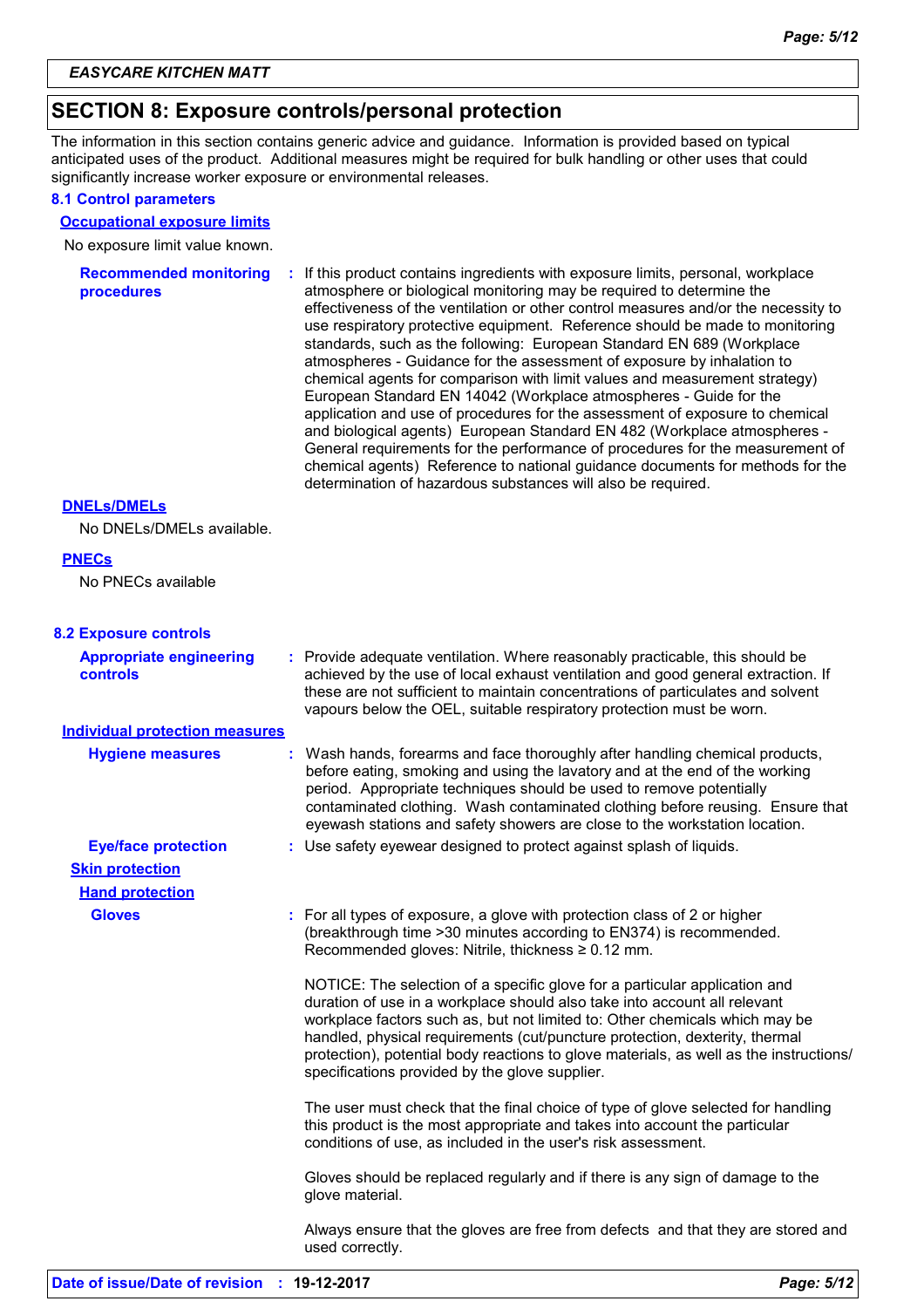**EASYCARE KITCHEN MATT**

## SECTION 8: Exposure controls/personal protection

The information in this section contains generic advice and guidance. Information is provided based on typical anticipated uses of the product. Additional measures might be required for bulk handling or other uses that could significantly increase worker exposure or environmental releases.

### 8.1 Control parameters

**Occupational exposure limits**

No exposure limit value known.

**Recommended monitoring procedures** : If this product contains ingredients with exposure limits, personal, workplace atmosphere or biological monitoring may be required to determine the effectiveness of the ventilation or other control measures and/or the necessity to use respiratory protective equipment. Reference should be made to monitoring standards, such as the following: European Standard EN 689 (Workplace atmospheres - Guidance for the assessment of exposure by inhalation to chemical agents for comparison with limit values and measurement strategy) European Standard EN 14042 (Workplace atmospheres - Guide for the application and use of procedures for the assessment of exposure to chemical and biological agents) European Standard EN 482 (Workplace atmospheres - General requirements for the performance of procedures for the measurement of chemical agents) Reference to national guidance documents for methods for the determination of hazardous substances will also be required.

**DNELs/DMELs**

No DNELs/DMELs available.

**PNECs**

No PNECs available

### 8.2 Exposure controls

**Appropriate engineering controls** : Provide adequate ventilation. Where reasonably practicable, this should be achieved by the use of local exhaust ventilation and good general extraction. If these are not sufficient to maintain concentrations of particulates and solvent vapours below the OEL, suitable respiratory protection must be worn.

**Individual protection measures**

**Hygiene measures** : Wash hands, forearms and face thoroughly after handling chemical products, before eating, smoking and using the lavatory and at the end of the working period. Appropriate techniques should be used to remove potentially contaminated clothing. Wash contaminated clothing before reusing. Ensure that eyewash stations and safety showers are close to the workstation location.

**Eye/face protection** : Use safety eyewear designed to protect against splash of liquids.

**Skin protection**

**Hand protection**

**Gloves** : For all types of exposure, a glove with protection class of 2 or higher (breakthrough time >30 minutes according to EN374) is recommended. Recommended gloves: Nitrile, thickness ≥ 0.12 mm.

NOTICE: The selection of a specific glove for a particular application and duration of use in a workplace should also take into account all relevant workplace factors such as, but not limited to: Other chemicals which may be handled, physical requirements (cut/puncture protection, dexterity, thermal protection), potential body reactions to glove materials, as well as the instructions/ specifications provided by the glove supplier.

The user must check that the final choice of type of glove selected for handling this product is the most appropriate and takes into account the particular conditions of use, as included in the user's risk assessment.

Gloves should be replaced regularly and if there is any sign of damage to the glove material.

Always ensure that the gloves are free from defects and that they are stored and used correctly.

**Date of issue/Date of revision** : **19-12-2017**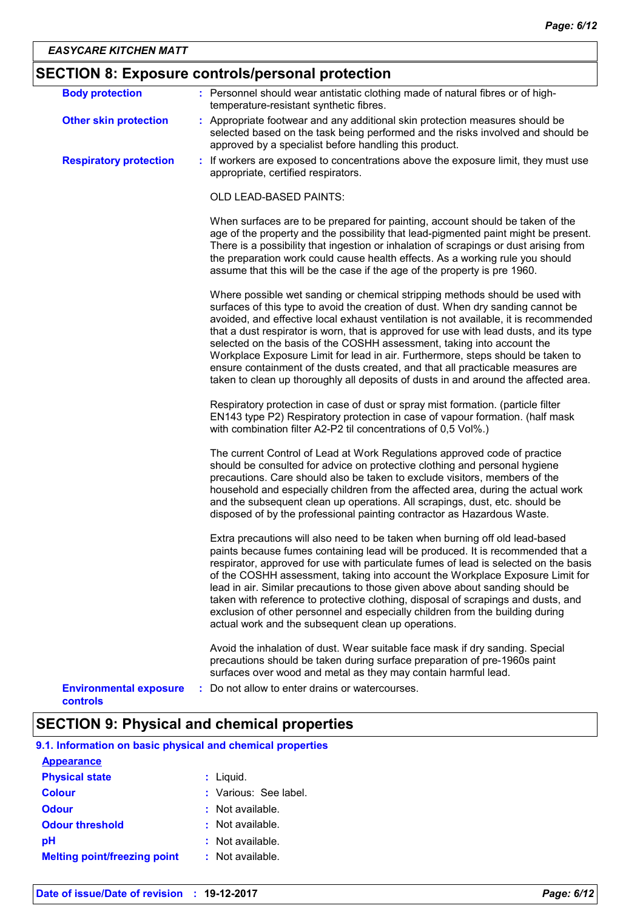EASYCARE KITCHEN MATT

## SECTION 8: Exposure controls/personal protection

| | |
|---|---|
| **Body protection** | Personnel should wear antistatic clothing made of natural fibres or of high-temperature-resistant synthetic fibres. |
| **Other skin protection** | Appropriate footwear and any additional skin protection measures should be selected based on the task being performed and the risks involved and should be approved by a specialist before handling this product. |
| **Respiratory protection** | If workers are exposed to concentrations above the exposure limit, they must use appropriate, certified respirators. |

OLD LEAD-BASED PAINTS:

When surfaces are to be prepared for painting, account should be taken of the age of the property and the possibility that lead-pigmented paint might be present. There is a possibility that ingestion or inhalation of scrapings or dust arising from the preparation work could cause health effects. As a working rule you should assume that this will be the case if the age of the property is pre 1960.

Where possible wet sanding or chemical stripping methods should be used with surfaces of this type to avoid the creation of dust. When dry sanding cannot be avoided, and effective local exhaust ventilation is not available, it is recommended that a dust respirator is worn, that is approved for use with lead dusts, and its type selected on the basis of the COSHH assessment, taking into account the Workplace Exposure Limit for lead in air. Furthermore, steps should be taken to ensure containment of the dusts created, and that all practicable measures are taken to clean up thoroughly all deposits of dusts in and around the affected area.

Respiratory protection in case of dust or spray mist formation. (particle filter EN143 type P2) Respiratory protection in case of vapour formation. (half mask with combination filter A2-P2 til concentrations of 0,5 Vol%.)

The current Control of Lead at Work Regulations approved code of practice should be consulted for advice on protective clothing and personal hygiene precautions. Care should also be taken to exclude visitors, members of the household and especially children from the affected area, during the actual work and the subsequent clean up operations. All scrapings, dust, etc. should be disposed of by the professional painting contractor as Hazardous Waste.

Extra precautions will also need to be taken when burning off old lead-based paints because fumes containing lead will be produced. It is recommended that a respirator, approved for use with particulate fumes of lead is selected on the basis of the COSHH assessment, taking into account the Workplace Exposure Limit for lead in air. Similar precautions to those given above about sanding should be taken with reference to protective clothing, disposal of scrapings and dusts, and exclusion of other personnel and especially children from the building during actual work and the subsequent clean up operations.

Avoid the inhalation of dust. Wear suitable face mask if dry sanding. Special precautions should be taken during surface preparation of pre-1960s paint surfaces over wood and metal as they may contain harmful lead.

| | |
|---|---|
| **Environmental exposure controls** | Do not allow to enter drains or watercourses. |

## SECTION 9: Physical and chemical properties

### 9.1. Information on basic physical and chemical properties

**Appearance**

| | |
|---|---|
| **Physical state** | Liquid. |
| **Colour** | Various: See label. |
| **Odour** | Not available. |
| **Odour threshold** | Not available. |
| **pH** | Not available. |
| **Melting point/freezing point** | Not available. |

Date of issue/Date of revision : 19-12-2017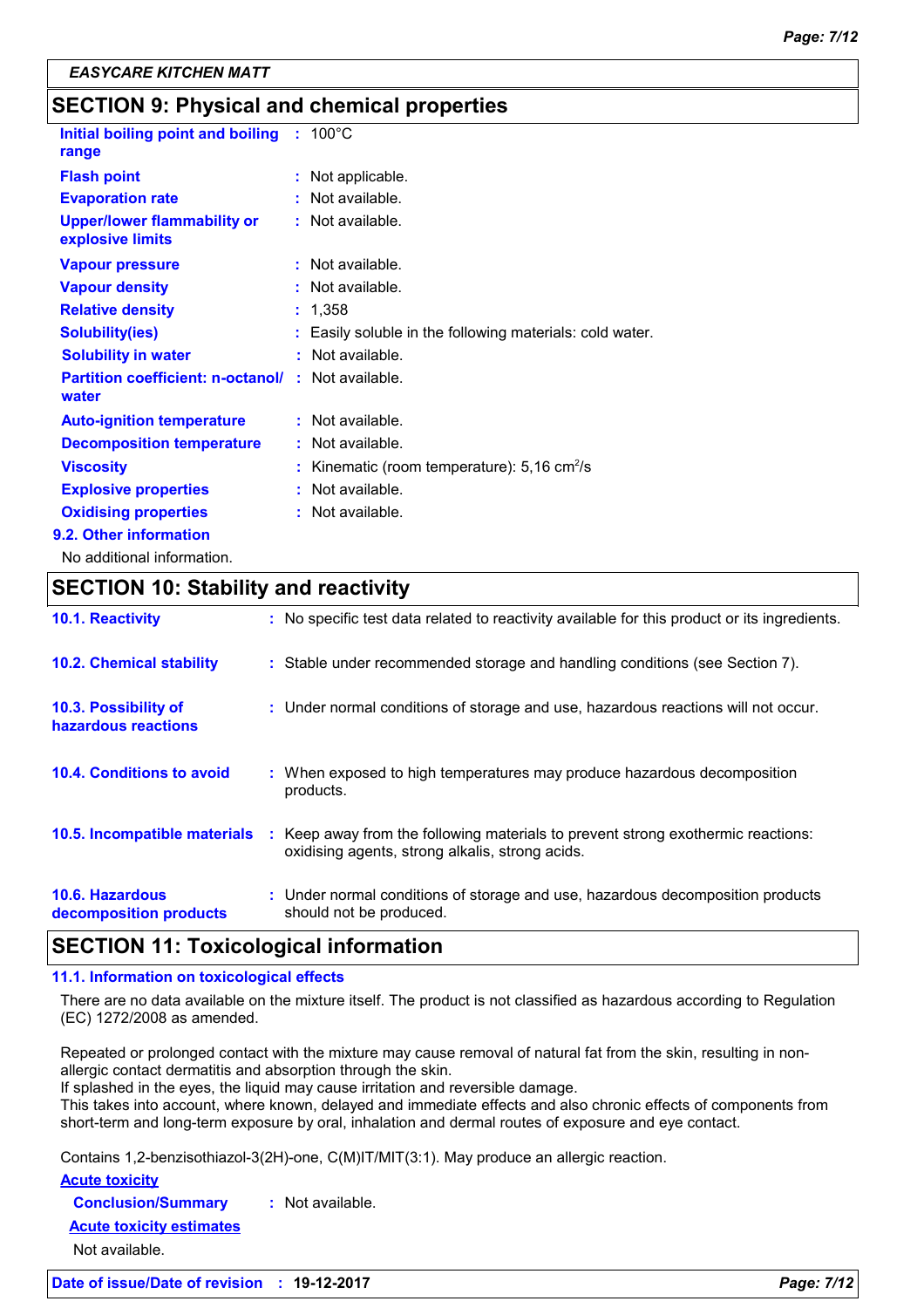EASYCARE KITCHEN MATT

## SECTION 9: Physical and chemical properties

| | | |
|---|---|---|
| **Initial boiling point and boiling range** | : | 100°C |
| **Flash point** | : | Not applicable. |
| **Evaporation rate** | : | Not available. |
| **Upper/lower flammability or explosive limits** | : | Not available. |
| **Vapour pressure** | : | Not available. |
| **Vapour density** | : | Not available. |
| **Relative density** | : | 1,358 |
| **Solubility(ies)** | : | Easily soluble in the following materials: cold water. |
| **Solubility in water** | : | Not available. |
| **Partition coefficient: n-octanol/ water** | : | Not available. |
| **Auto-ignition temperature** | : | Not available. |
| **Decomposition temperature** | : | Not available. |
| **Viscosity** | : | Kinematic (room temperature): 5,16 $cm^2/s$ |
| **Explosive properties** | : | Not available. |
| **Oxidising properties** | : | Not available. |

**9.2. Other information**

No additional information.

## SECTION 10: Stability and reactivity

| | | |
|---|---|---|
| **10.1. Reactivity** | : | No specific test data related to reactivity available for this product or its ingredients. |
| **10.2. Chemical stability** | : | Stable under recommended storage and handling conditions (see Section 7). |
| **10.3. Possibility of hazardous reactions** | : | Under normal conditions of storage and use, hazardous reactions will not occur. |
| **10.4. Conditions to avoid** | : | When exposed to high temperatures may produce hazardous decomposition products. |
| **10.5. Incompatible materials** | : | Keep away from the following materials to prevent strong exothermic reactions: oxidising agents, strong alkalis, strong acids. |
| **10.6. Hazardous decomposition products** | : | Under normal conditions of storage and use, hazardous decomposition products should not be produced. |

## SECTION 11: Toxicological information

**11.1. Information on toxicological effects**

There are no data available on the mixture itself. The product is not classified as hazardous according to Regulation (EC) 1272/2008 as amended.

Repeated or prolonged contact with the mixture may cause removal of natural fat from the skin, resulting in non-allergic contact dermatitis and absorption through the skin.
If splashed in the eyes, the liquid may cause irritation and reversible damage.
This takes into account, where known, delayed and immediate effects and also chronic effects of components from short-term and long-term exposure by oral, inhalation and dermal routes of exposure and eye contact.

Contains 1,2-benzisothiazol-3(2H)-one, C(M)IT/MIT(3:1). May produce an allergic reaction.

**Acute toxicity**

**Conclusion/Summary** : Not available.

**Acute toxicity estimates**

Not available.

**Date of issue/Date of revision** : **19-12-2017**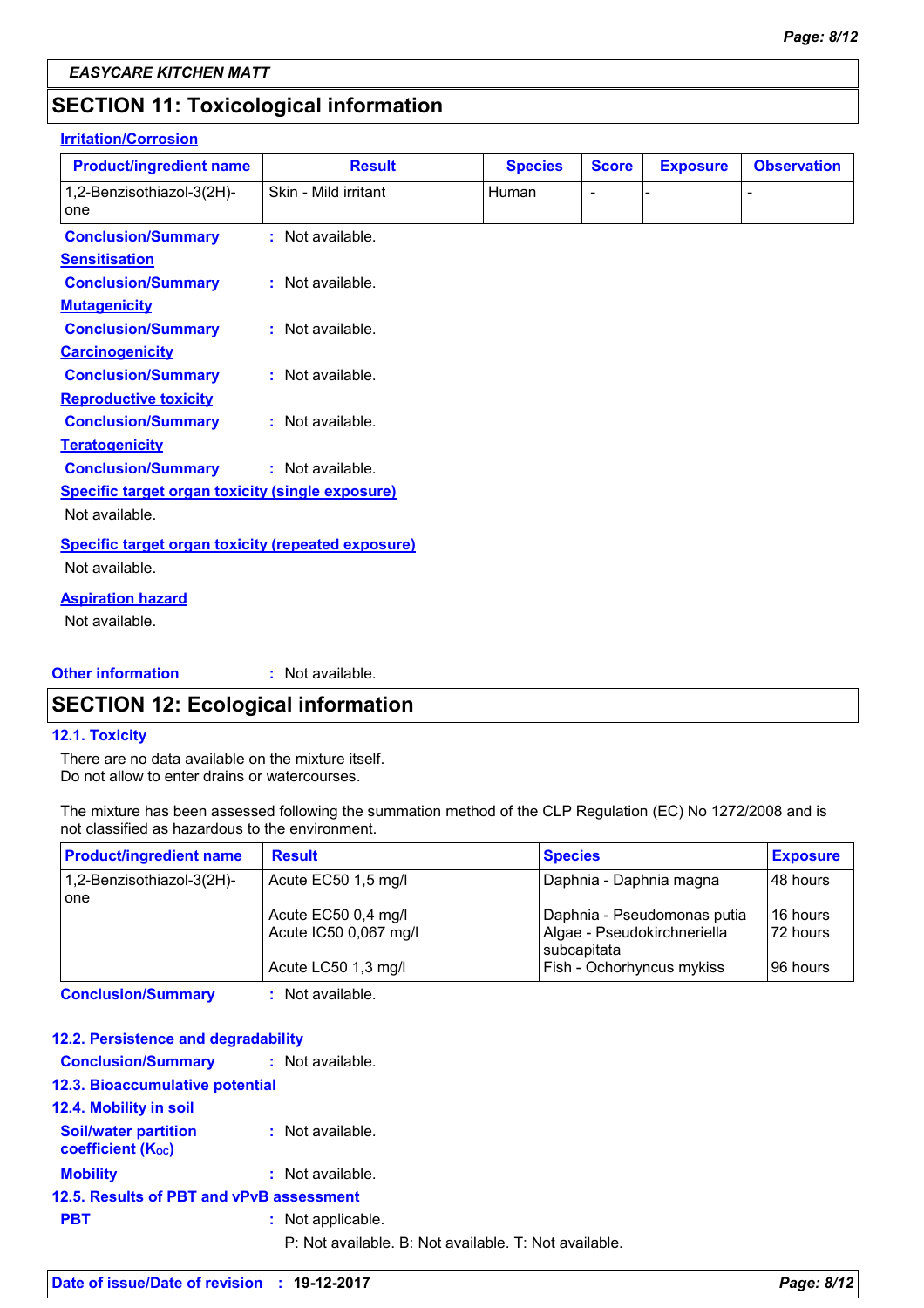**EASYCARE KITCHEN MATT**

## SECTION 11: Toxicological information

**Irritation/Corrosion**

| Product/ingredient name | Result | Species | Score | Exposure | Observation |
| --- | --- | --- | --- | --- | --- |
| 1,2-Benzisothiazol-3(2H)-one | Skin - Mild irritant | Human | - | - | - |

**Conclusion/Summary** : Not available.

**Sensitisation**

**Conclusion/Summary** : Not available.

**Mutagenicity**

**Conclusion/Summary** : Not available.

**Carcinogenicity**

**Conclusion/Summary** : Not available.

**Reproductive toxicity**

**Conclusion/Summary** : Not available.

**Teratogenicity**

**Conclusion/Summary** : Not available.

**Specific target organ toxicity (single exposure)**

Not available.

**Specific target organ toxicity (repeated exposure)**

Not available.

**Aspiration hazard**

Not available.

**Other information** : Not available.

## SECTION 12: Ecological information

### 12.1. Toxicity

There are no data available on the mixture itself.
Do not allow to enter drains or watercourses.

The mixture has been assessed following the summation method of the CLP Regulation (EC) No 1272/2008 and is not classified as hazardous to the environment.

| Product/ingredient name | Result | Species | Exposure |
| --- | --- | --- | --- |
| 1,2-Benzisothiazol-3(2H)-one | Acute EC50 1,5 mg/l | Daphnia - Daphnia magna | 48 hours |
| | Acute EC50 0,4 mg/l | Daphnia - Pseudomonas putia | 16 hours |
| | Acute IC50 0,067 mg/l | Algae - Pseudokirchneriella subcapitata | 72 hours |
| | Acute LC50 1,3 mg/l | Fish - Ochorhyncus mykiss | 96 hours |

**Conclusion/Summary** : Not available.

### 12.2. Persistence and degradability

**Conclusion/Summary** : Not available.

### 12.3. Bioaccumulative potential

### 12.4. Mobility in soil

**Soil/water partition coefficient ($K_{OC}$)** : Not available.

**Mobility** : Not available.

### 12.5. Results of PBT and vPvB assessment

**PBT** : Not applicable.

P: Not available. B: Not available. T: Not available.

**Date of issue/Date of revision** : **19-12-2017**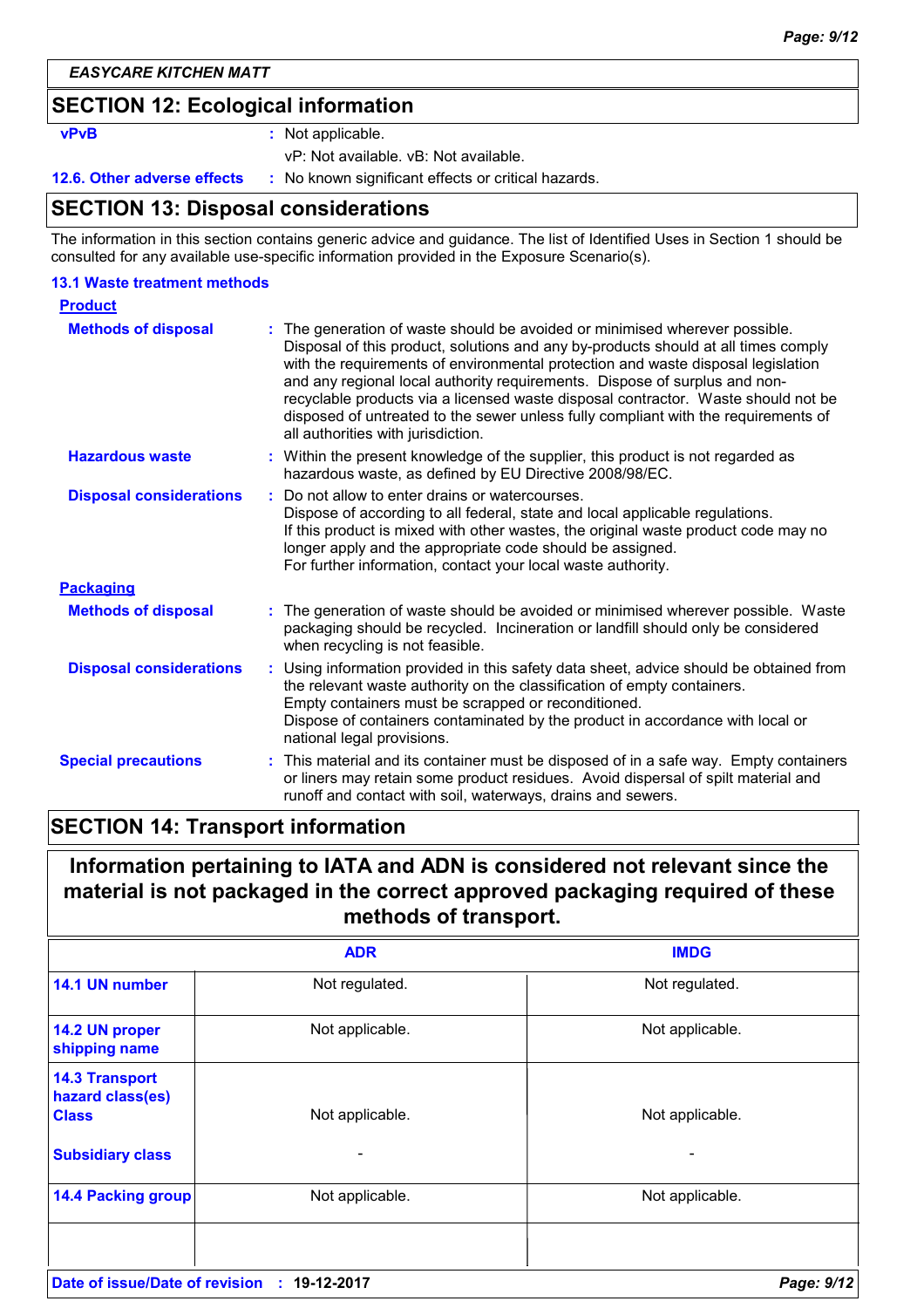EASYCARE KITCHEN MATT

## SECTION 12: Ecological information

**vPvB** : Not applicable.
vP: Not available. vB: Not available.

**12.6. Other adverse effects** : No known significant effects or critical hazards.

## SECTION 13: Disposal considerations

The information in this section contains generic advice and guidance. The list of Identified Uses in Section 1 should be consulted for any available use-specific information provided in the Exposure Scenario(s).

### 13.1 Waste treatment methods

**Product**

**Methods of disposal** : The generation of waste should be avoided or minimised wherever possible. Disposal of this product, solutions and any by-products should at all times comply with the requirements of environmental protection and waste disposal legislation and any regional local authority requirements. Dispose of surplus and non-recyclable products via a licensed waste disposal contractor. Waste should not be disposed of untreated to the sewer unless fully compliant with the requirements of all authorities with jurisdiction.

**Hazardous waste** : Within the present knowledge of the supplier, this product is not regarded as hazardous waste, as defined by EU Directive 2008/98/EC.

**Disposal considerations** : Do not allow to enter drains or watercourses.
Dispose of according to all federal, state and local applicable regulations.
If this product is mixed with other wastes, the original waste product code may no longer apply and the appropriate code should be assigned.
For further information, contact your local waste authority.

**Packaging**

**Methods of disposal** : The generation of waste should be avoided or minimised wherever possible. Waste packaging should be recycled. Incineration or landfill should only be considered when recycling is not feasible.

**Disposal considerations** : Using information provided in this safety data sheet, advice should be obtained from the relevant waste authority on the classification of empty containers.
Empty containers must be scrapped or reconditioned.
Dispose of containers contaminated by the product in accordance with local or national legal provisions.

**Special precautions** : This material and its container must be disposed of in a safe way. Empty containers or liners may retain some product residues. Avoid dispersal of spilt material and runoff and contact with soil, waterways, drains and sewers.

## SECTION 14: Transport information

**Information pertaining to IATA and ADN is considered not relevant since the material is not packaged in the correct approved packaging required of these methods of transport.**

| | ADR | IMDG |
|---|---|---|
| **14.1 UN number** | Not regulated. | Not regulated. |
| **14.2 UN proper shipping name** | Not applicable. | Not applicable. |
| **14.3 Transport hazard class(es) Class** | Not applicable. | Not applicable. |
| **Subsidiary class** | - | - |
| **14.4 Packing group** | Not applicable. | Not applicable. |
| | | |

**Date of issue/Date of revision** : 19-12-2017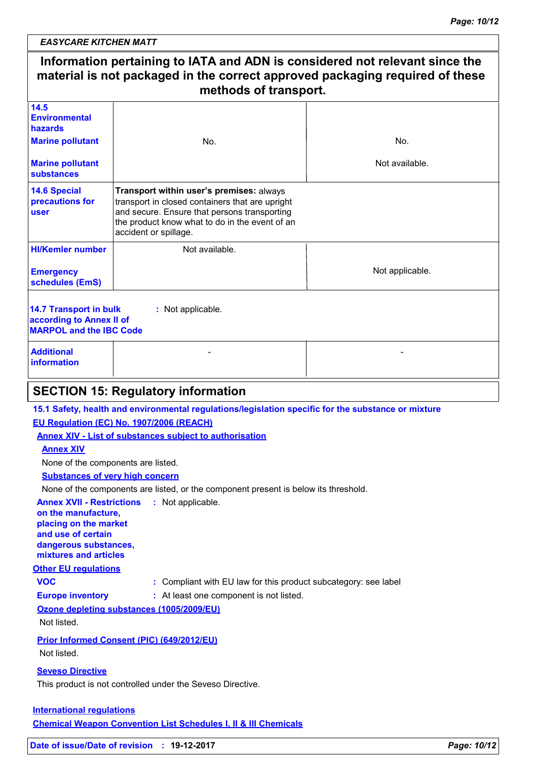*EASYCARE KITCHEN MATT*

**Information pertaining to IATA and ADN is considered not relevant since the material is not packaged in the correct approved packaging required of these methods of transport.**

| | | |
|---|---|---|
| **14.5 Environmental hazards** **Marine pollutant** | No. | No. |
| **Marine pollutant substances** | | Not available. |
| **14.6 Special precautions for user** | **Transport within user's premises:** always transport in closed containers that are upright and secure. Ensure that persons transporting the product know what to do in the event of an accident or spillage. | |
| **HI/Kemler number** | Not available. | |
| **Emergency schedules (EmS)** | | Not applicable. |

**14.7 Transport in bulk according to Annex II of MARPOL and the IBC Code** : Not applicable.

| | | |
|---|---|---|
| **Additional information** | - | - |

## SECTION 15: Regulatory information

**15.1 Safety, health and environmental regulations/legislation specific for the substance or mixture**

**EU Regulation (EC) No. 1907/2006 (REACH)**

**Annex XIV - List of substances subject to authorisation**

**Annex XIV**

None of the components are listed.

**Substances of very high concern**

None of the components are listed, or the component present is below its threshold.

**Annex XVII - Restrictions on the manufacture, placing on the market and use of certain dangerous substances, mixtures and articles** : Not applicable.

**Other EU regulations**

**VOC** : Compliant with EU law for this product subcategory: see label

**Europe inventory** : At least one component is not listed.

**Ozone depleting substances (1005/2009/EU)**

Not listed.

**Prior Informed Consent (PIC) (649/2012/EU)**

Not listed.

**Seveso Directive**

This product is not controlled under the Seveso Directive.

**International regulations**

**Chemical Weapon Convention List Schedules I, II & III Chemicals**

**Date of issue/Date of revision** : **19-12-2017**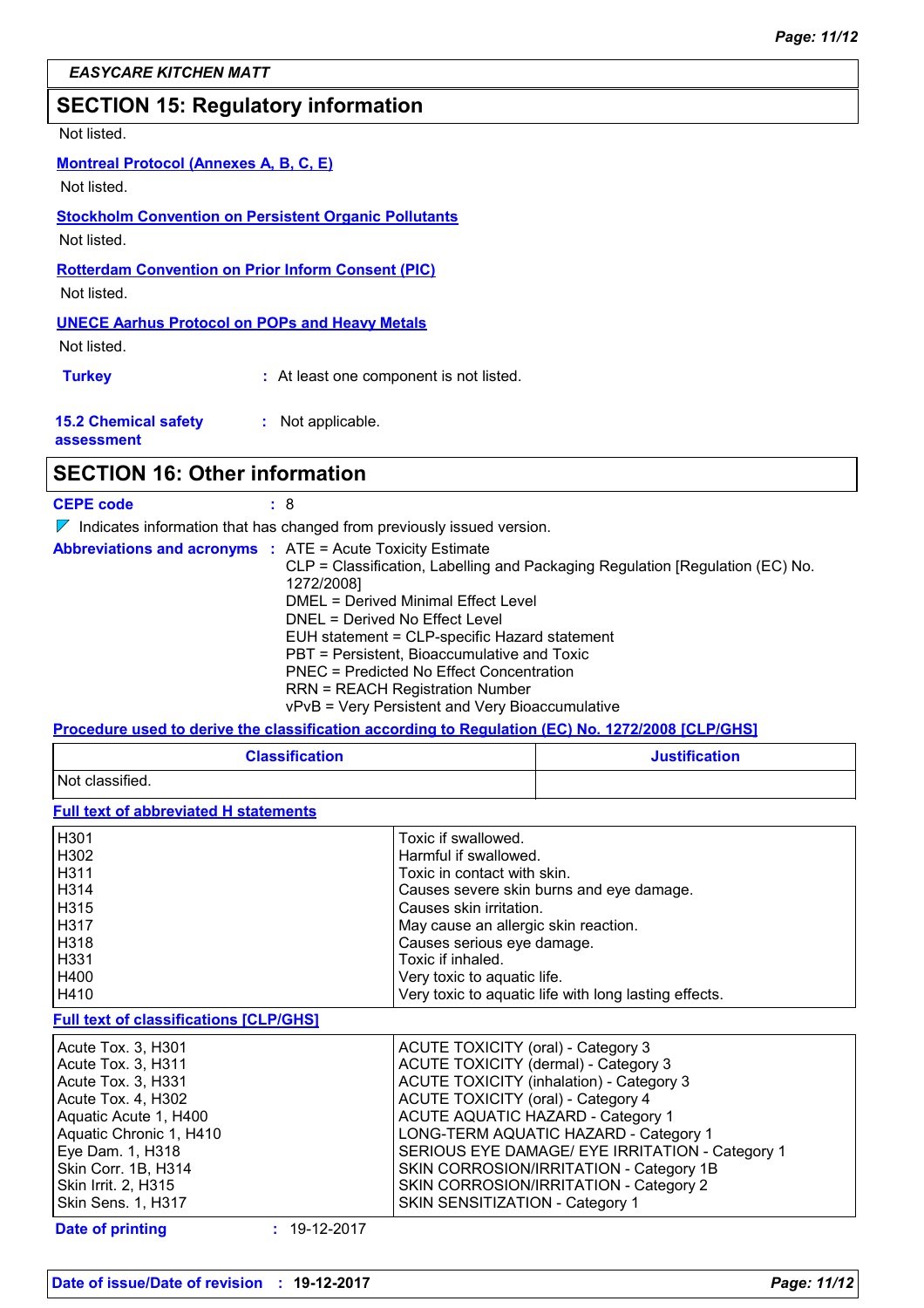*EASYCARE KITCHEN MATT*

## SECTION 15: Regulatory information

Not listed.

**Montreal Protocol (Annexes A, B, C, E)**

Not listed.

**Stockholm Convention on Persistent Organic Pollutants**

Not listed.

**Rotterdam Convention on Prior Inform Consent (PIC)**

Not listed.

**UNECE Aarhus Protocol on POPs and Heavy Metals**

Not listed.

**Turkey** : At least one component is not listed.

**15.2 Chemical safety assessment** : Not applicable.

## SECTION 16: Other information

**CEPE code** : 8

Indicates information that has changed from previously issued version.

**Abbreviations and acronyms** : ATE = Acute Toxicity Estimate
CLP = Classification, Labelling and Packaging Regulation [Regulation (EC) No. 1272/2008]
DMEL = Derived Minimal Effect Level
DNEL = Derived No Effect Level
EUH statement = CLP-specific Hazard statement
PBT = Persistent, Bioaccumulative and Toxic
PNEC = Predicted No Effect Concentration
RRN = REACH Registration Number
vPvB = Very Persistent and Very Bioaccumulative

**Procedure used to derive the classification according to Regulation (EC) No. 1272/2008 [CLP/GHS]**

| Classification | Justification |
|---|---|
| Not classified. | |

**Full text of abbreviated H statements**

| | |
|---|---|
| H301 | Toxic if swallowed. |
| H302 | Harmful if swallowed. |
| H311 | Toxic in contact with skin. |
| H314 | Causes severe skin burns and eye damage. |
| H315 | Causes skin irritation. |
| H317 | May cause an allergic skin reaction. |
| H318 | Causes serious eye damage. |
| H331 | Toxic if inhaled. |
| H400 | Very toxic to aquatic life. |
| H410 | Very toxic to aquatic life with long lasting effects. |

**Full text of classifications [CLP/GHS]**

| | |
|---|---|
| Acute Tox. 3, H301 | ACUTE TOXICITY (oral) - Category 3 |
| Acute Tox. 3, H311 | ACUTE TOXICITY (dermal) - Category 3 |
| Acute Tox. 3, H331 | ACUTE TOXICITY (inhalation) - Category 3 |
| Acute Tox. 4, H302 | ACUTE TOXICITY (oral) - Category 4 |
| Aquatic Acute 1, H400 | ACUTE AQUATIC HAZARD - Category 1 |
| Aquatic Chronic 1, H410 | LONG-TERM AQUATIC HAZARD - Category 1 |
| Eye Dam. 1, H318 | SERIOUS EYE DAMAGE/ EYE IRRITATION - Category 1 |
| Skin Corr. 1B, H314 | SKIN CORROSION/IRRITATION - Category 1B |
| Skin Irrit. 2, H315 | SKIN CORROSION/IRRITATION - Category 2 |
| Skin Sens. 1, H317 | SKIN SENSITIZATION - Category 1 |

**Date of printing** : 19-12-2017

**Date of issue/Date of revision** : **19-12-2017**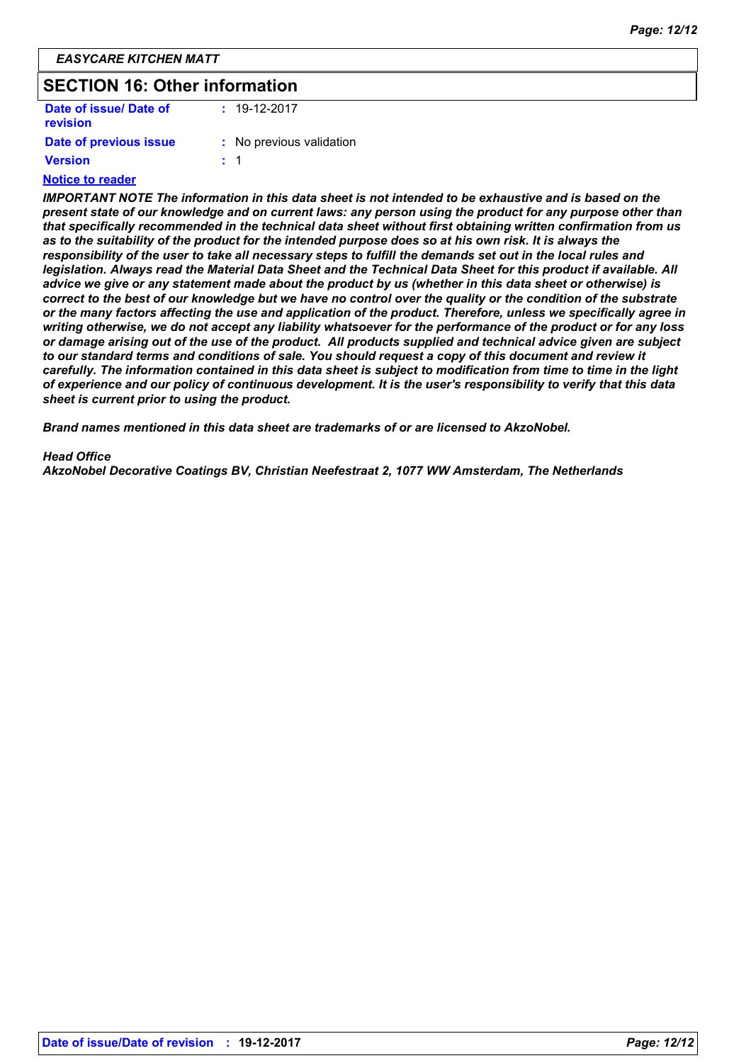## SECTION 16: Other information

| | |
|---|---|
| **Date of issue/ Date of revision** | 19-12-2017 |
| **Date of previous issue** | No previous validation |
| **Version** | 1 |

**Notice to reader**

***IMPORTANT NOTE The information in this data sheet is not intended to be exhaustive and is based on the present state of our knowledge and on current laws: any person using the product for any purpose other than that specifically recommended in the technical data sheet without first obtaining written confirmation from us as to the suitability of the product for the intended purpose does so at his own risk. It is always the responsibility of the user to take all necessary steps to fulfill the demands set out in the local rules and legislation. Always read the Material Data Sheet and the Technical Data Sheet for this product if available. All advice we give or any statement made about the product by us (whether in this data sheet or otherwise) is correct to the best of our knowledge but we have no control over the quality or the condition of the substrate or the many factors affecting the use and application of the product. Therefore, unless we specifically agree in writing otherwise, we do not accept any liability whatsoever for the performance of the product or for any loss or damage arising out of the use of the product. All products supplied and technical advice given are subject to our standard terms and conditions of sale. You should request a copy of this document and review it carefully. The information contained in this data sheet is subject to modification from time to time in the light of experience and our policy of continuous development. It is the user's responsibility to verify that this data sheet is current prior to using the product.***

***Brand names mentioned in this data sheet are trademarks of or are licensed to AkzoNobel.***

***Head Office***
***AkzoNobel Decorative Coatings BV, Christian Neefestraat 2, 1077 WW Amsterdam, The Netherlands***